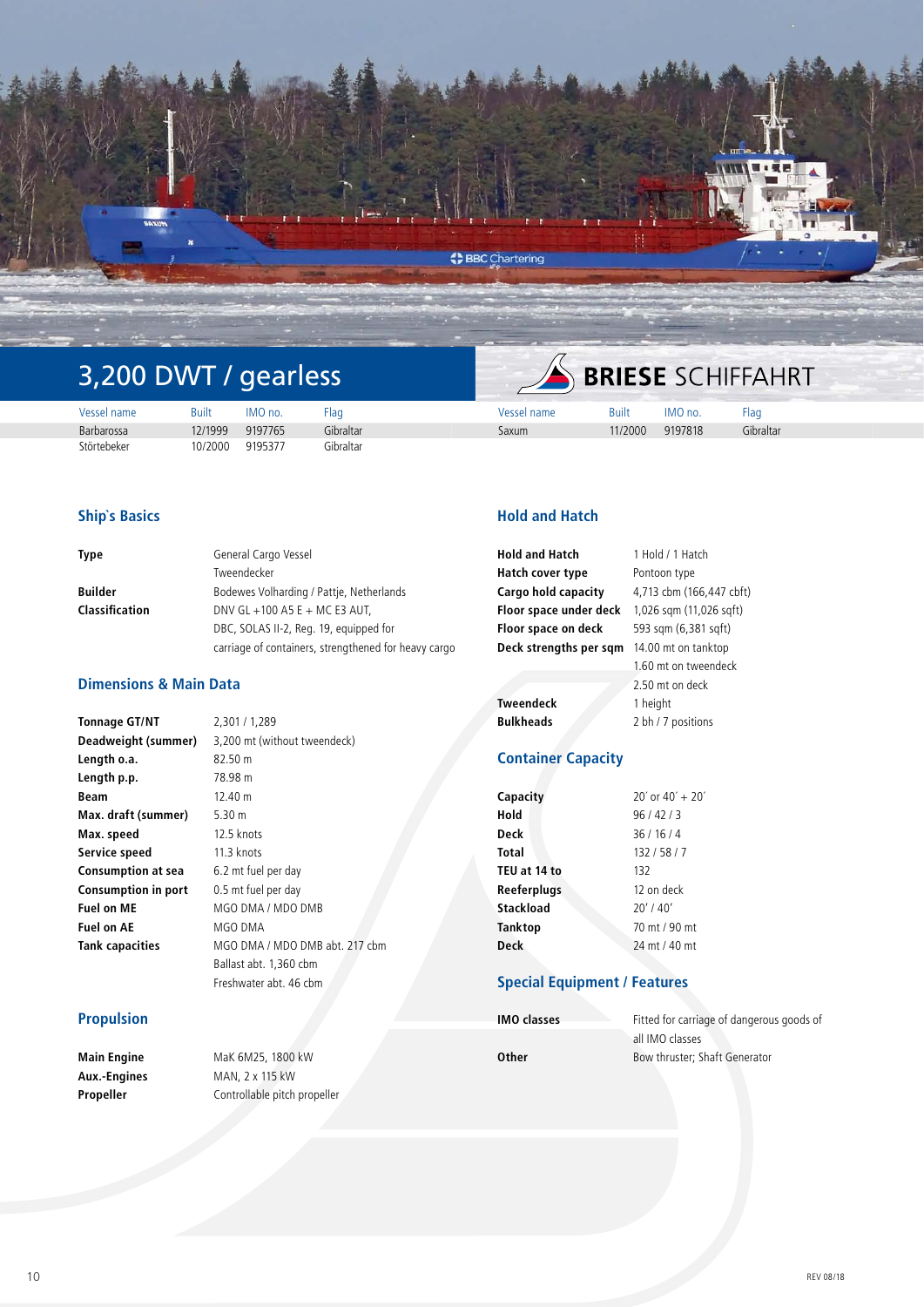# 3,200 DWT / gearless

**BRIESE SCHIFFAHRT**

| Vessel name | Built | IMO no. | Flag |
|---|---|---|---|
| Barbarossa | 12/1999 | 9197765 | Gibraltar |
| Störtebeker | 10/2000 | 9195377 | Gibraltar |
| Saxum | 11/2000 | 9197818 | Gibraltar |

## Ship`s Basics

| | |
|---|---|
| **Type** | General Cargo Vessel<br>Tweendecker |
| **Builder** | Bodewes Volharding / Pattje, Netherlands |
| **Classification** | DNV GL +100 A5 E + MC E3 AUT, DBC, SOLAS II-2, Reg. 19, equipped for carriage of containers, strengthened for heavy cargo |

## Dimensions & Main Data

| | |
|---|---|
| **Tonnage GT/NT** | 2,301 / 1,289 |
| **Deadweight (summer)** | 3,200 mt (without tweendeck) |
| **Length o.a.** | 82.50 m |
| **Length p.p.** | 78.98 m |
| **Beam** | 12.40 m |
| **Max. draft (summer)** | 5.30 m |
| **Max. speed** | 12.5 knots |
| **Service speed** | 11.3 knots |
| **Consumption at sea** | 6.2 mt fuel per day |
| **Consumption in port** | 0.5 mt fuel per day |
| **Fuel on ME** | MGO DMA / MDO DMB |
| **Fuel on AE** | MGO DMA |
| **Tank capacities** | MGO DMA / MDO DMB abt. 217 cbm<br>Ballast abt. 1,360 cbm<br>Freshwater abt. 46 cbm |

## Propulsion

| | |
|---|---|
| **Main Engine** | MaK 6M25, 1800 kW |
| **Aux.-Engines** | MAN, 2 x 115 kW |
| **Propeller** | Controllable pitch propeller |

## Hold and Hatch

| | |
|---|---|
| **Hold and Hatch** | 1 Hold / 1 Hatch |
| **Hatch cover type** | Pontoon type |
| **Cargo hold capacity** | 4,713 cbm (166,447 cbft) |
| **Floor space under deck** | 1,026 sqm (11,026 sqft) |
| **Floor space on deck** | 593 sqm (6,381 sqft) |
| **Deck strengths per sqm** | 14.00 mt on tanktop<br>1.60 mt on tweendeck<br>2.50 mt on deck |
| **Tweendeck** | 1 height |
| **Bulkheads** | 2 bh / 7 positions |

## Container Capacity

| | |
|---|---|
| **Capacity** | 20´ or 40´ + 20´ |
| **Hold** | 96 / 42 / 3 |
| **Deck** | 36 / 16 / 4 |
| **Total** | 132 / 58 / 7 |
| **TEU at 14 to** | 132 |
| **Reeferplugs** | 12 on deck |
| **Stackload** | 20' / 40' |
| **Tanktop** | 70 mt / 90 mt |
| **Deck** | 24 mt / 40 mt |

## Special Equipment / Features

| | |
|---|---|
| **IMO classes** | Fitted for carriage of dangerous goods of all IMO classes |
| **Other** | Bow thruster; Shaft Generator |

REV 08/18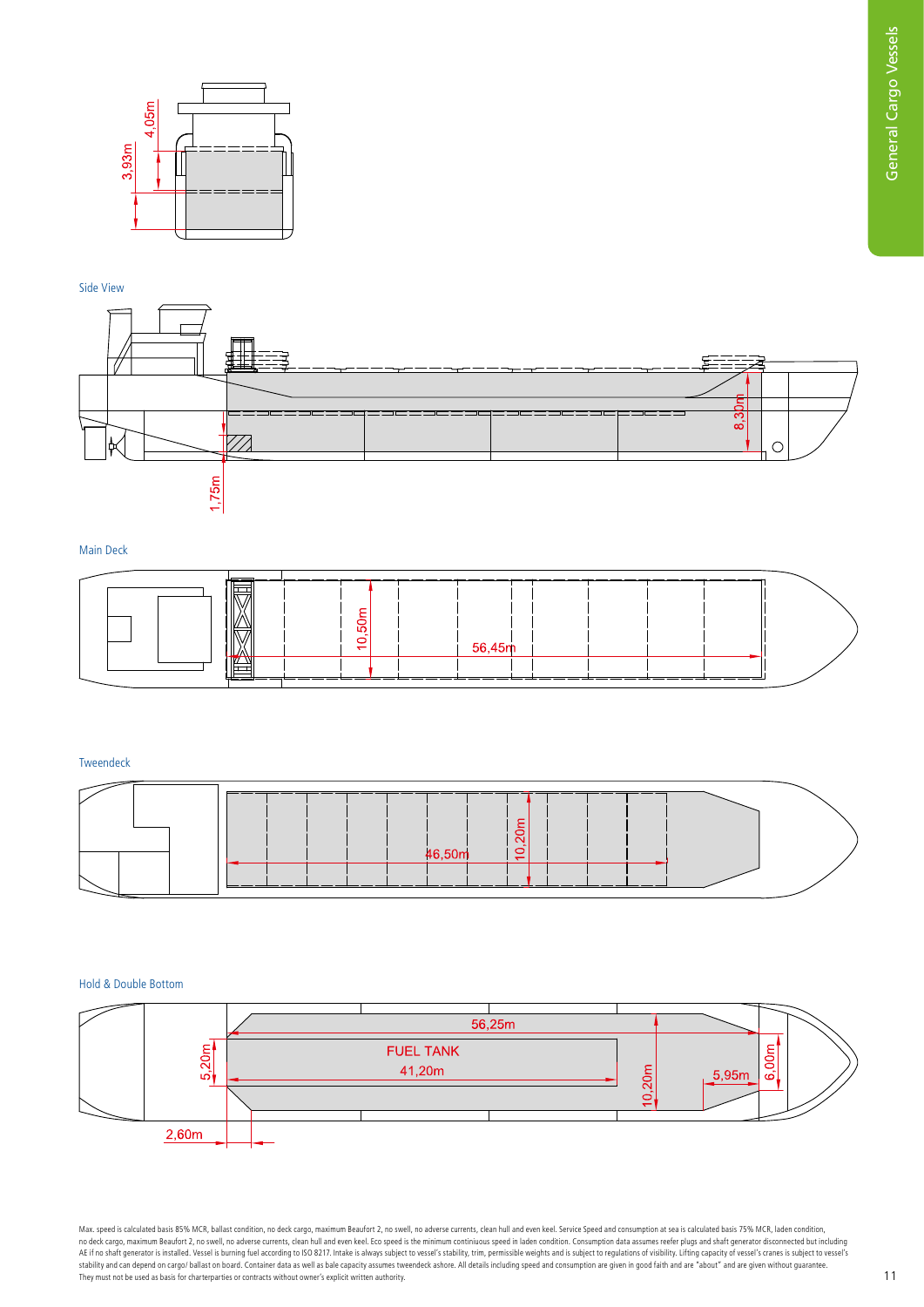3,93m

4,05m

Side View

8,30m

1,75m

Main Deck

10,50m

56,45m

Tweendeck

10,20m

46,50m

Hold & Double Bottom

56,25m

FUEL TANK

41,20m

5,20m

10,20m

5,95m

6,00m

2,60m

Max. speed is calculated basis 85% MCR, ballast condition, no deck cargo, maximum Beaufort 2, no swell, no adverse currents, clean hull and even keel. Service Speed and consumption at sea is calculated basis 75% MCR, laden condition, no deck cargo, maximum Beaufort 2, no swell, no adverse currents, clean hull and even keel. Eco speed is the minimum continiuous speed in laden condition. Consumption data assumes reefer plugs and shaft generator disconnected but including AE if no shaft generator is installed. Vessel is burning fuel according to ISO 8217. Intake is always subject to vessel's stability, trim, permissible weights and is subject to regulations of visibility. Lifting capacity of vessel's cranes is subject to vessel's stability and can depend on cargo/ ballast on board. Container data as well as bale capacity assumes tweendeck ashore. All details including speed and consumption are given in good faith and are "about" and are given without guarantee. They must not be used as basis for charterparties or contracts without owner's explicit written authority.